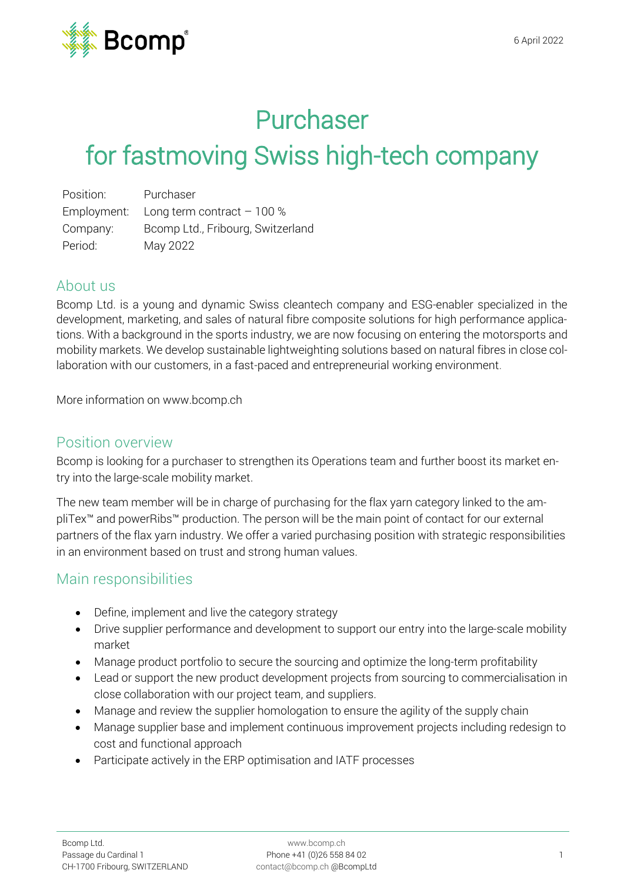6 April 2022

# Purchaser for fastmoving Swiss high-tech company

| | |
|---|---|
| Position: | Purchaser |
| Employment: | Long term contract – 100 % |
| Company: | Bcomp Ltd., Fribourg, Switzerland |
| Period: | May 2022 |

## About us

Bcomp Ltd. is a young and dynamic Swiss cleantech company and ESG-enabler specialized in the development, marketing, and sales of natural fibre composite solutions for high performance applications. With a background in the sports industry, we are now focusing on entering the motorsports and mobility markets. We develop sustainable lightweighting solutions based on natural fibres in close collaboration with our customers, in a fast-paced and entrepreneurial working environment.

More information on www.bcomp.ch

## Position overview

Bcomp is looking for a purchaser to strengthen its Operations team and further boost its market entry into the large-scale mobility market.

The new team member will be in charge of purchasing for the flax yarn category linked to the ampliTex™ and powerRibs™ production. The person will be the main point of contact for our external partners of the flax yarn industry. We offer a varied purchasing position with strategic responsibilities in an environment based on trust and strong human values.

## Main responsibilities

- Define, implement and live the category strategy
- Drive supplier performance and development to support our entry into the large-scale mobility market
- Manage product portfolio to secure the sourcing and optimize the long-term profitability
- Lead or support the new product development projects from sourcing to commercialisation in close collaboration with our project team, and suppliers.
- Manage and review the supplier homologation to ensure the agility of the supply chain
- Manage supplier base and implement continuous improvement projects including redesign to cost and functional approach
- Participate actively in the ERP optimisation and IATF processes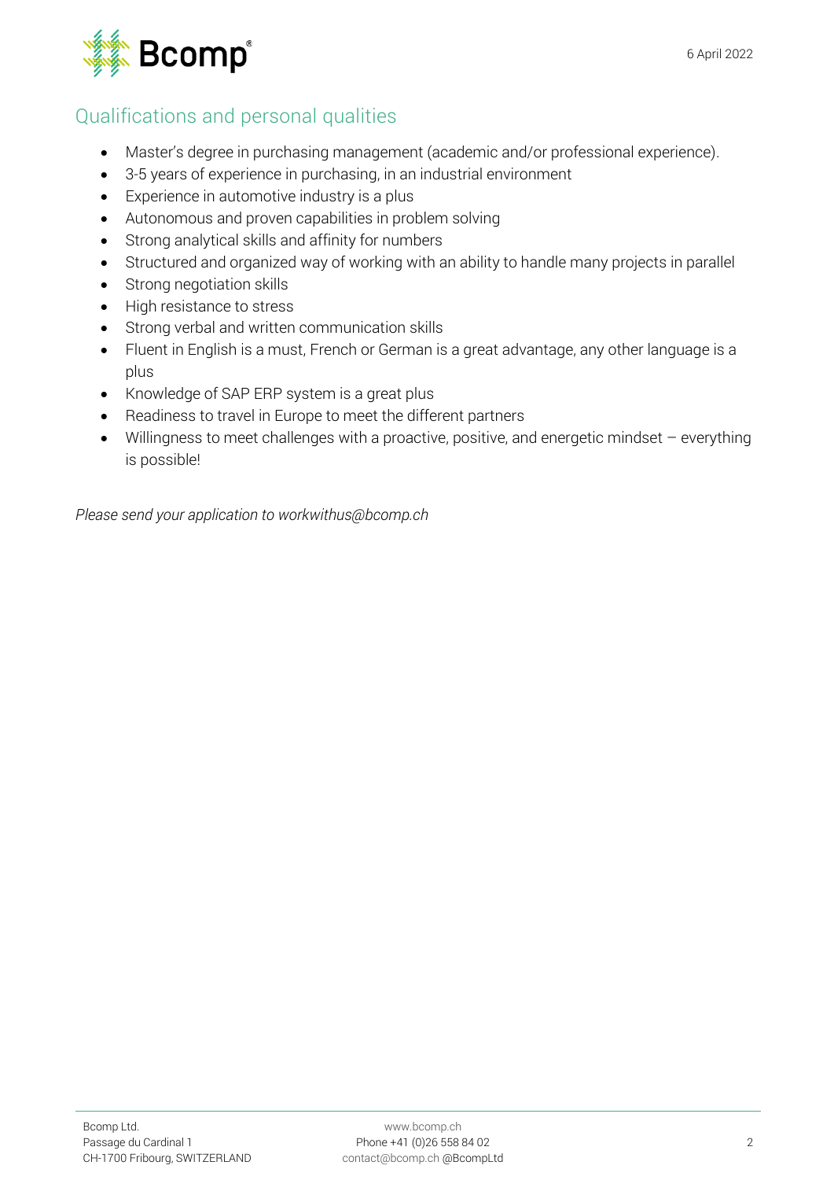## Qualifications and personal qualities

- Master's degree in purchasing management (academic and/or professional experience).
- 3-5 years of experience in purchasing, in an industrial environment
- Experience in automotive industry is a plus
- Autonomous and proven capabilities in problem solving
- Strong analytical skills and affinity for numbers
- Structured and organized way of working with an ability to handle many projects in parallel
- Strong negotiation skills
- High resistance to stress
- Strong verbal and written communication skills
- Fluent in English is a must, French or German is a great advantage, any other language is a plus
- Knowledge of SAP ERP system is a great plus
- Readiness to travel in Europe to meet the different partners
- Willingness to meet challenges with a proactive, positive, and energetic mindset – everything is possible!

*Please send your application to workwithus@bcomp.ch*